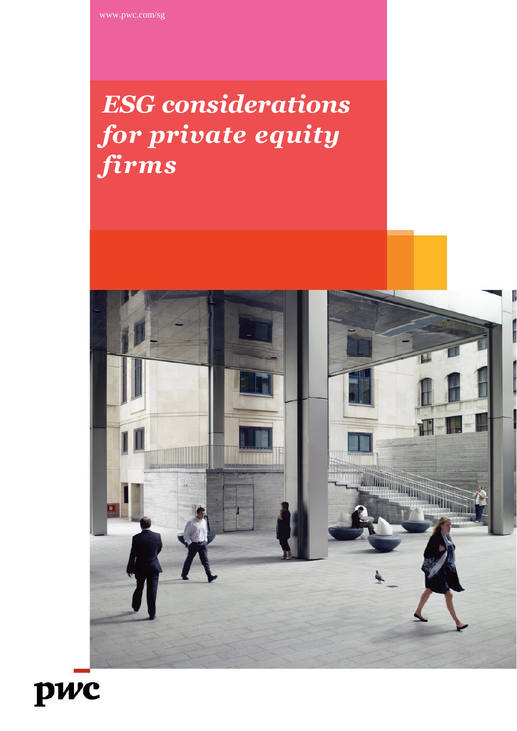www.pwc.com/sg

# *ESG considerations for private equity firms*

pwc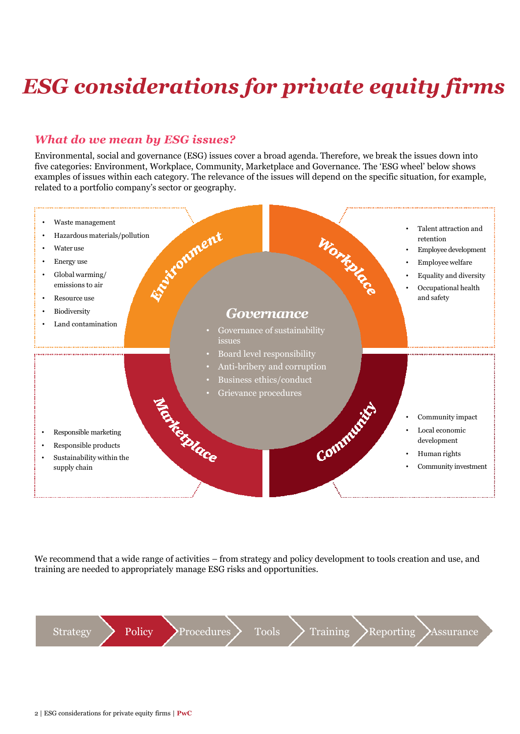# *ESG considerations for private equity firms*

## *What do we mean by ESG issues?*

Environmental, social and governance (ESG) issues cover a broad agenda. Therefore, we break the issues down into five categories: Environment, Workplace, Community, Marketplace and Governance. The 'ESG wheel' below shows examples of issues within each category. The relevance of the issues will depend on the specific situation, for example, related to a portfolio company's sector or geography.

**Environment**

- Waste management
- Hazardous materials/pollution
- Water use
- Energy use
- Global warming/ emissions to air
- Resource use
- Biodiversity
- Land contamination

**Workplace**

- Talent attraction and retention
- Employee development
- Employee welfare
- Equality and diversity
- Occupational health and safety

**Governance**

- Governance of sustainability issues
- Board level responsibility
- Anti-bribery and corruption
- Business ethics/conduct
- Grievance procedures

**Marketplace**

- Responsible marketing
- Responsible products
- Sustainability within the supply chain

**Community**

- Community impact
- Local economic development
- Human rights
- Community investment

We recommend that a wide range of activities – from strategy and policy development to tools creation and use, and training are needed to appropriately manage ESG risks and opportunities.

Strategy → Policy → Procedures → Tools → Training → Reporting → Assurance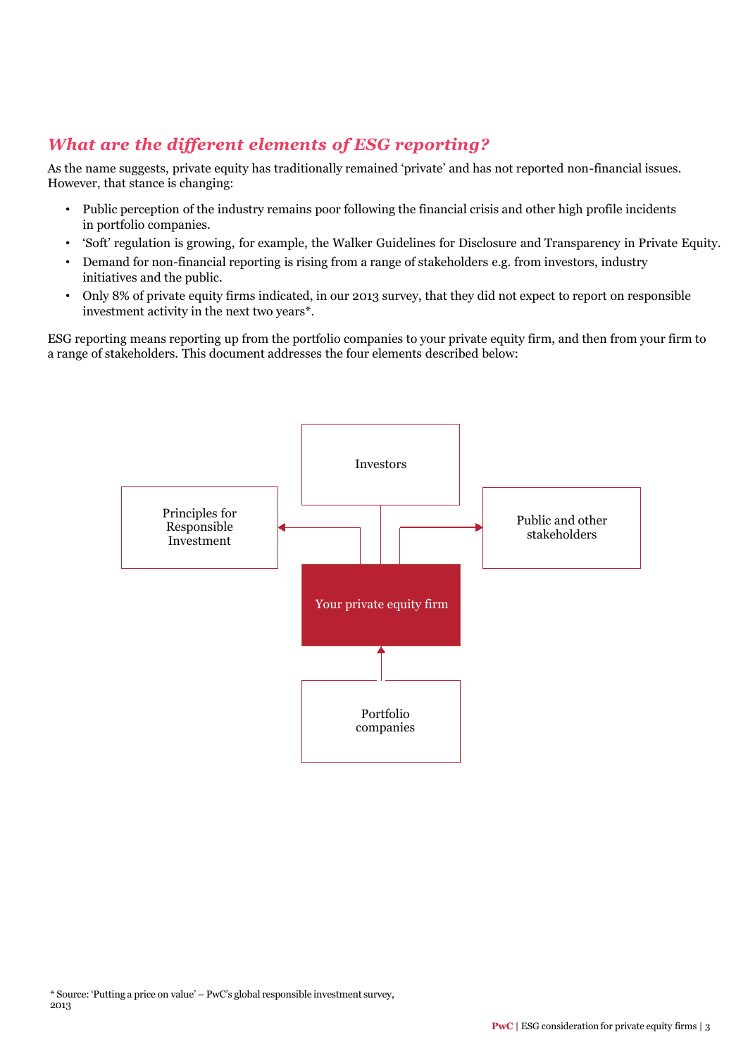## *What are the different elements of ESG reporting?*

As the name suggests, private equity has traditionally remained 'private' and has not reported non-financial issues. However, that stance is changing:

- Public perception of the industry remains poor following the financial crisis and other high profile incidents in portfolio companies.
- 'Soft' regulation is growing, for example, the Walker Guidelines for Disclosure and Transparency in Private Equity.
- Demand for non-financial reporting is rising from a range of stakeholders e.g. from investors, industry initiatives and the public.
- Only 8% of private equity firms indicated, in our 2013 survey, that they did not expect to report on responsible investment activity in the next two years*.

ESG reporting means reporting up from the portfolio companies to your private equity firm, and then from your firm to a range of stakeholders. This document addresses the four elements described below:

Investors

Principles for Responsible Investment

Public and other stakeholders

Your private equity firm

Portfolio companies

\* Source: 'Putting a price on value' – PwC's global responsible investment survey, 2013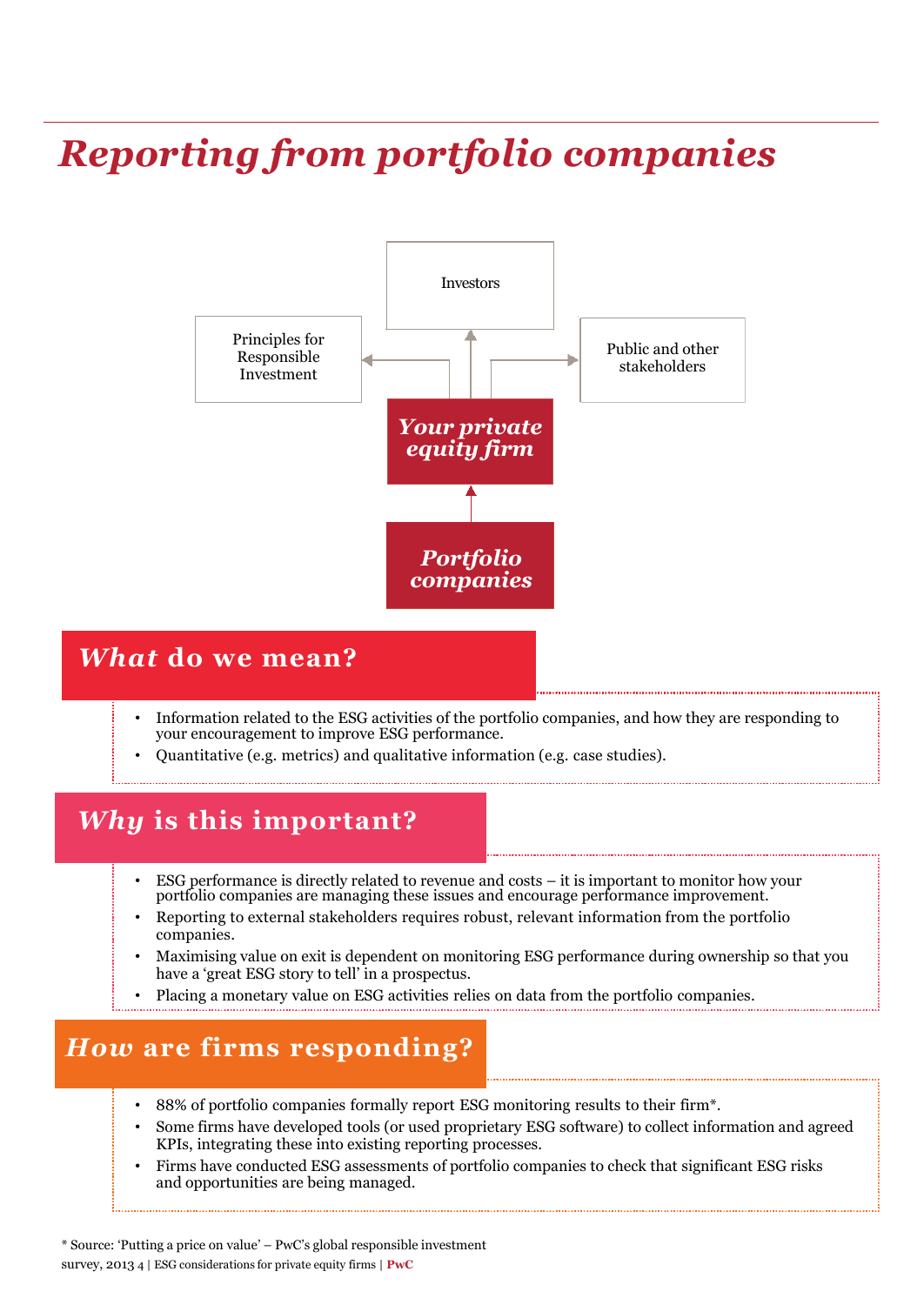# *Reporting from portfolio companies*

Investors

Principles for Responsible Investment

Public and other stakeholders

*Your private equity firm*

*Portfolio companies*

## *What* do we mean?

- Information related to the ESG activities of the portfolio companies, and how they are responding to your encouragement to improve ESG performance.
- Quantitative (e.g. metrics) and qualitative information (e.g. case studies).

## *Why* is this important?

- ESG performance is directly related to revenue and costs – it is important to monitor how your portfolio companies are managing these issues and encourage performance improvement.
- Reporting to external stakeholders requires robust, relevant information from the portfolio companies.
- Maximising value on exit is dependent on monitoring ESG performance during ownership so that you have a 'great ESG story to tell' in a prospectus.
- Placing a monetary value on ESG activities relies on data from the portfolio companies.

## *How* are firms responding?

- 88% of portfolio companies formally report ESG monitoring results to their firm*.
- Some firms have developed tools (or used proprietary ESG software) to collect information and agreed KPIs, integrating these into existing reporting processes.
- Firms have conducted ESG assessments of portfolio companies to check that significant ESG risks and opportunities are being managed.

* Source: 'Putting a price on value' – PwC's global responsible investment survey, 2013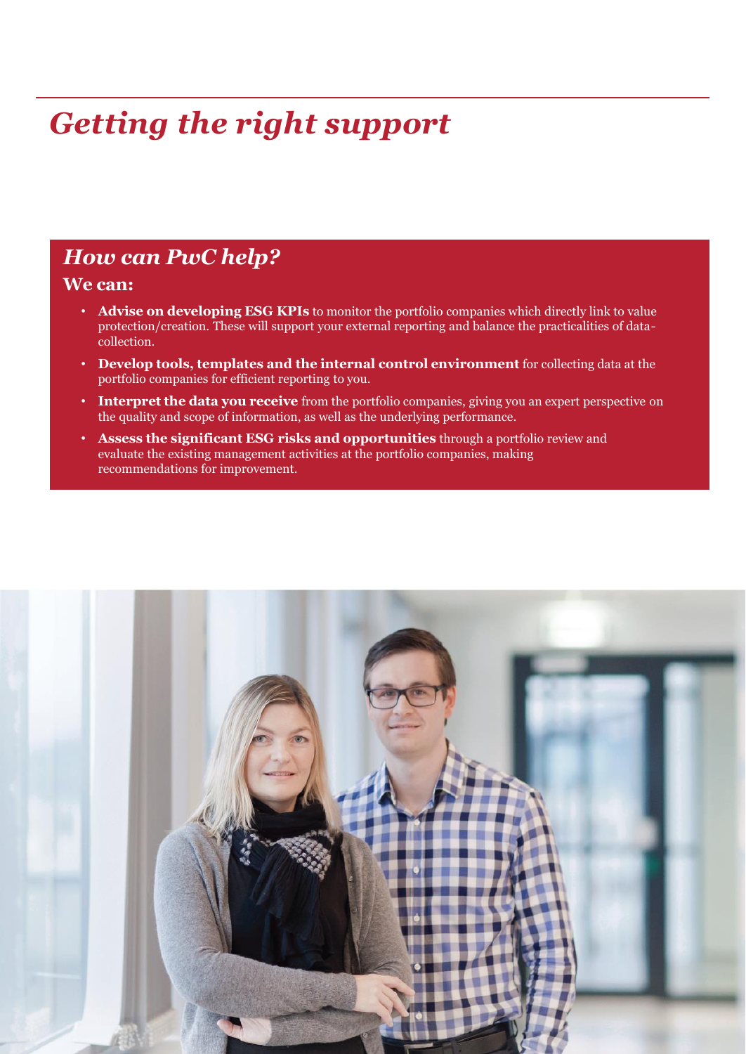# *Getting the right support*

## *How can PwC help?*

**We can:**

- **Advise on developing ESG KPIs** to monitor the portfolio companies which directly link to value protection/creation. These will support your external reporting and balance the practicalities of data-collection.
- **Develop tools, templates and the internal control environment** for collecting data at the portfolio companies for efficient reporting to you.
- **Interpret the data you receive** from the portfolio companies, giving you an expert perspective on the quality and scope of information, as well as the underlying performance.
- **Assess the significant ESG risks and opportunities** through a portfolio review and evaluate the existing management activities at the portfolio companies, making recommendations for improvement.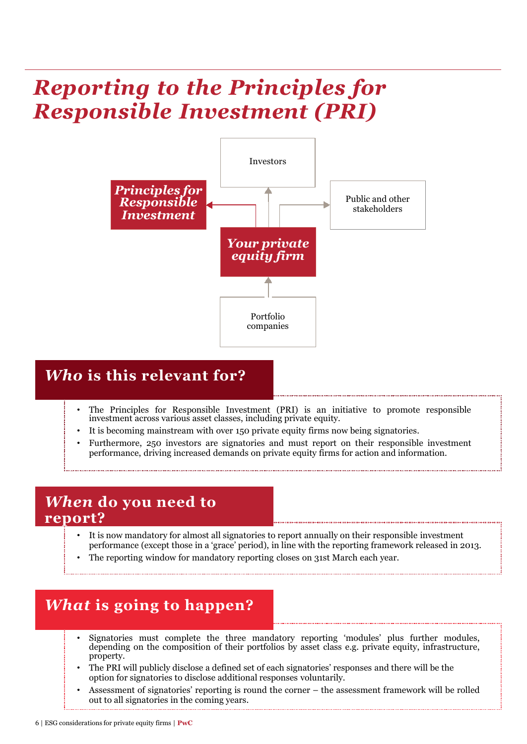# *Reporting to the Principles for Responsible Investment (PRI)*

Investors

*Principles for Responsible Investment*

Public and other stakeholders

*Your private equity firm*

Portfolio companies

## *Who* is this relevant for?

- The Principles for Responsible Investment (PRI) is an initiative to promote responsible investment across various asset classes, including private equity.
- It is becoming mainstream with over 150 private equity firms now being signatories.
- Furthermore, 250 investors are signatories and must report on their responsible investment performance, driving increased demands on private equity firms for action and information.

## *When* do you need to report?

- It is now mandatory for almost all signatories to report annually on their responsible investment performance (except those in a 'grace' period), in line with the reporting framework released in 2013.
- The reporting window for mandatory reporting closes on 31st March each year.

## *What* is going to happen?

- Signatories must complete the three mandatory reporting 'modules' plus further modules, depending on the composition of their portfolios by asset class e.g. private equity, infrastructure, property.
- The PRI will publicly disclose a defined set of each signatories' responses and there will be the option for signatories to disclose additional responses voluntarily.
- Assessment of signatories' reporting is round the corner – the assessment framework will be rolled out to all signatories in the coming years.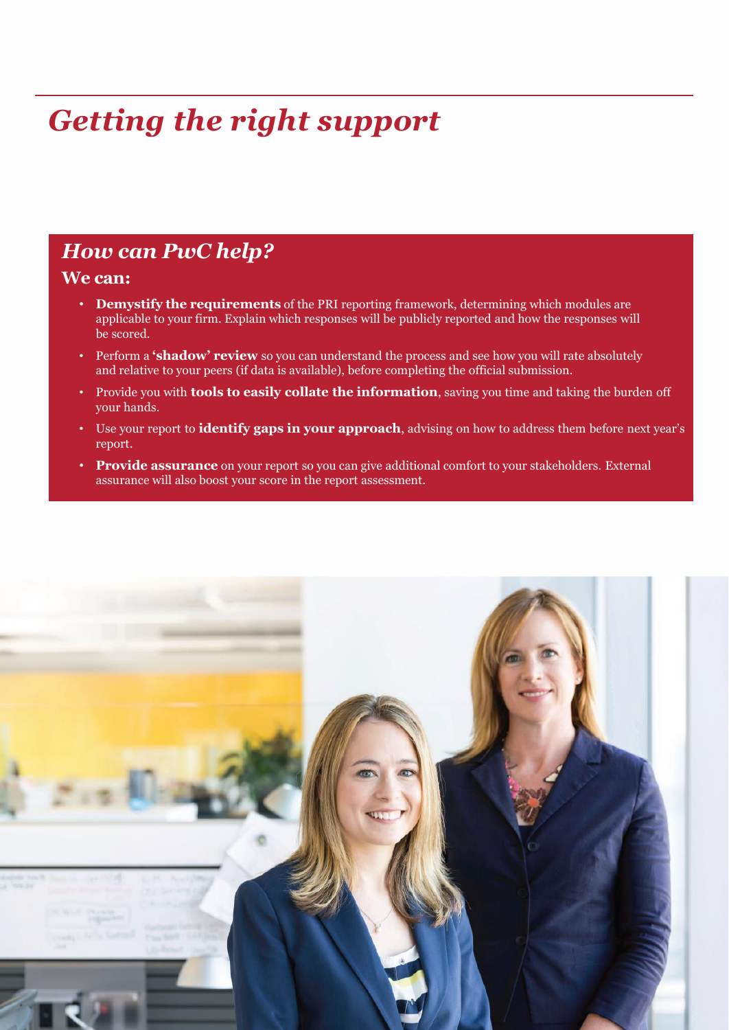# *Getting the right support*

## *How can PwC help?*

**We can:**

- **Demystify the requirements** of the PRI reporting framework, determining which modules are applicable to your firm. Explain which responses will be publicly reported and how the responses will be scored.
- Perform a **'shadow' review** so you can understand the process and see how you will rate absolutely and relative to your peers (if data is available), before completing the official submission.
- Provide you with **tools to easily collate the information**, saving you time and taking the burden off your hands.
- Use your report to **identify gaps in your approach**, advising on how to address them before next year's report.
- **Provide assurance** on your report so you can give additional comfort to your stakeholders. External assurance will also boost your score in the report assessment.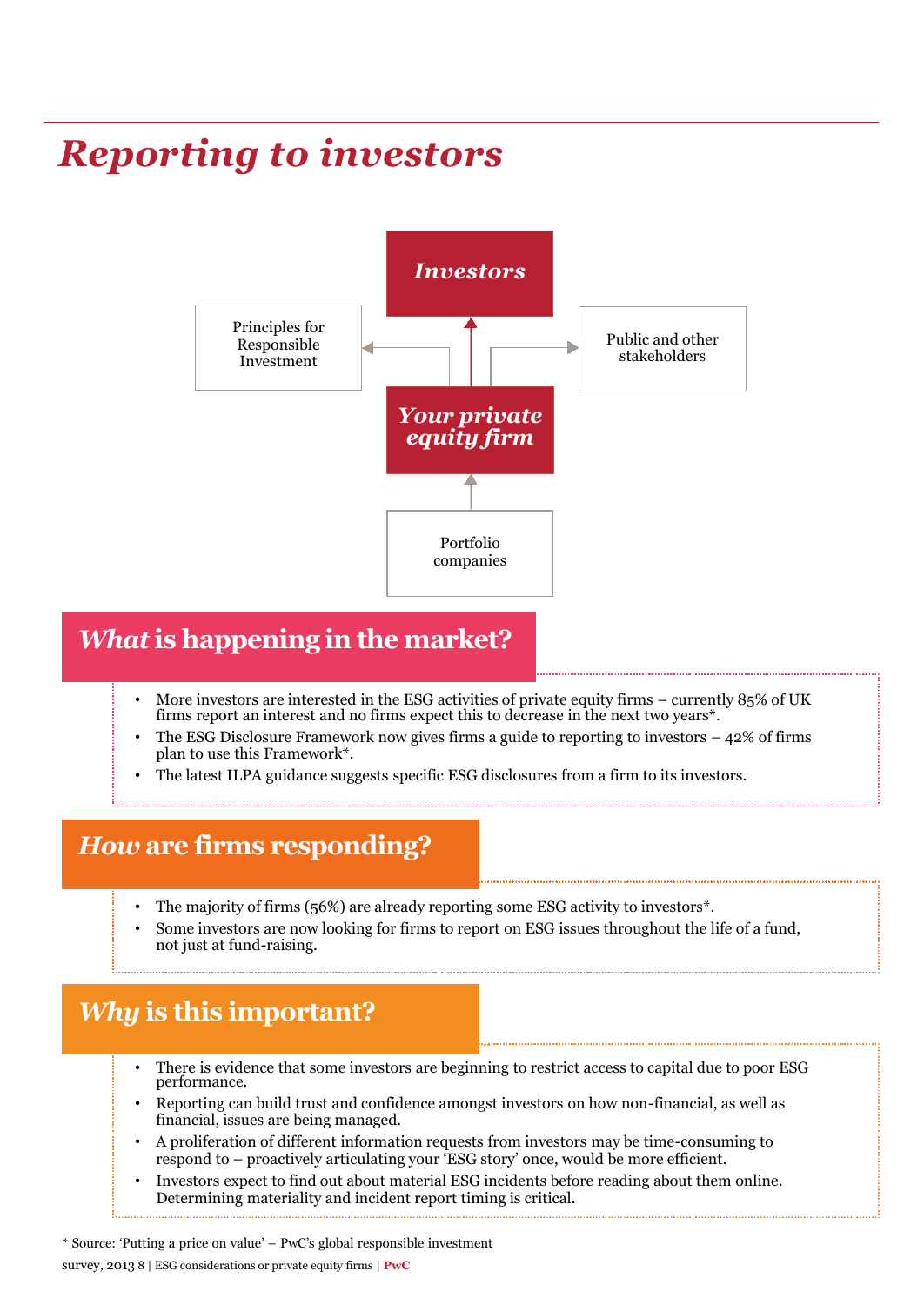# *Reporting to investors*

*Investors*

Principles for Responsible Investment

Public and other stakeholders

*Your private equity firm*

Portfolio companies

## *What* is happening in the market?

- More investors are interested in the ESG activities of private equity firms – currently 85% of UK firms report an interest and no firms expect this to decrease in the next two years*.
- The ESG Disclosure Framework now gives firms a guide to reporting to investors – 42% of firms plan to use this Framework*.
- The latest ILPA guidance suggests specific ESG disclosures from a firm to its investors.

## *How* are firms responding?

- The majority of firms (56%) are already reporting some ESG activity to investors*.
- Some investors are now looking for firms to report on ESG issues throughout the life of a fund, not just at fund-raising.

## *Why* is this important?

- There is evidence that some investors are beginning to restrict access to capital due to poor ESG performance.
- Reporting can build trust and confidence amongst investors on how non-financial, as well as financial, issues are being managed.
- A proliferation of different information requests from investors may be time-consuming to respond to – proactively articulating your 'ESG story' once, would be more efficient.
- Investors expect to find out about material ESG incidents before reading about them online. Determining materiality and incident report timing is critical.

\* Source: 'Putting a price on value' – PwC's global responsible investment survey, 2013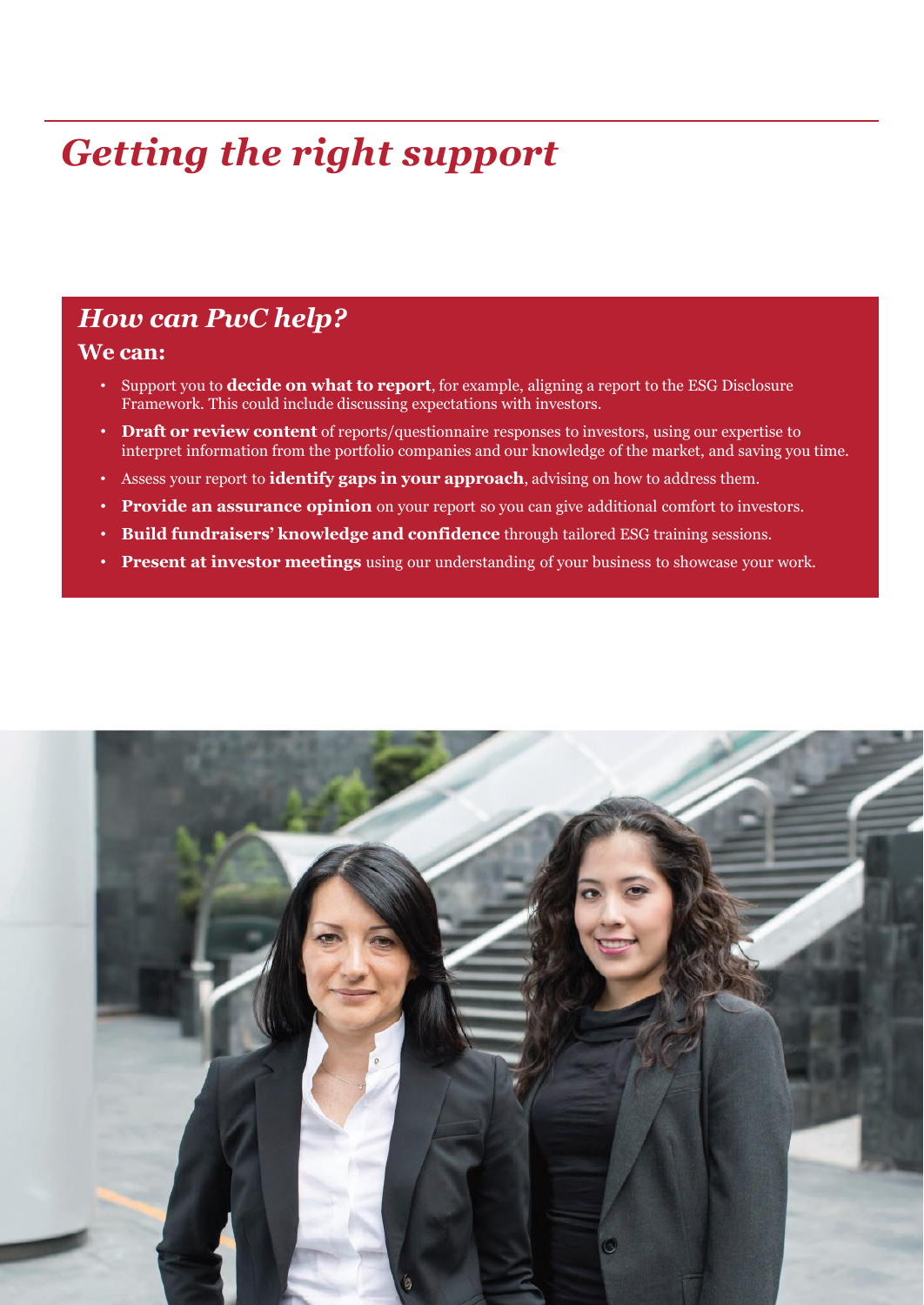# *Getting the right support*

## *How can PwC help?*

**We can:**

- Support you to **decide on what to report**, for example, aligning a report to the ESG Disclosure Framework. This could include discussing expectations with investors.
- **Draft or review content** of reports/questionnaire responses to investors, using our expertise to interpret information from the portfolio companies and our knowledge of the market, and saving you time.
- Assess your report to **identify gaps in your approach**, advising on how to address them.
- **Provide an assurance opinion** on your report so you can give additional comfort to investors.
- **Build fundraisers' knowledge and confidence** through tailored ESG training sessions.
- **Present at investor meetings** using our understanding of your business to showcase your work.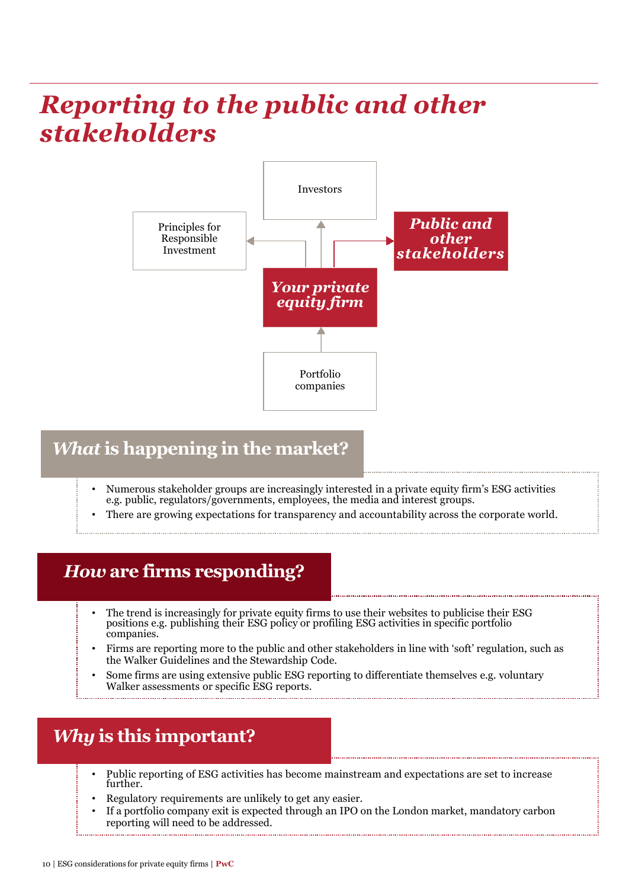# Reporting to the public and other stakeholders

Investors

Principles for Responsible Investment

***Public and other stakeholders***

***Your private equity firm***

Portfolio companies

## *What* is happening in the market?

- Numerous stakeholder groups are increasingly interested in a private equity firm's ESG activities e.g. public, regulators/governments, employees, the media and interest groups.
- There are growing expectations for transparency and accountability across the corporate world.

## *How* are firms responding?

- The trend is increasingly for private equity firms to use their websites to publicise their ESG positions e.g. publishing their ESG policy or profiling ESG activities in specific portfolio companies.
- Firms are reporting more to the public and other stakeholders in line with 'soft' regulation, such as the Walker Guidelines and the Stewardship Code.
- Some firms are using extensive public ESG reporting to differentiate themselves e.g. voluntary Walker assessments or specific ESG reports.

## *Why* is this important?

- Public reporting of ESG activities has become mainstream and expectations are set to increase further.
- Regulatory requirements are unlikely to get any easier.
- If a portfolio company exit is expected through an IPO on the London market, mandatory carbon reporting will need to be addressed.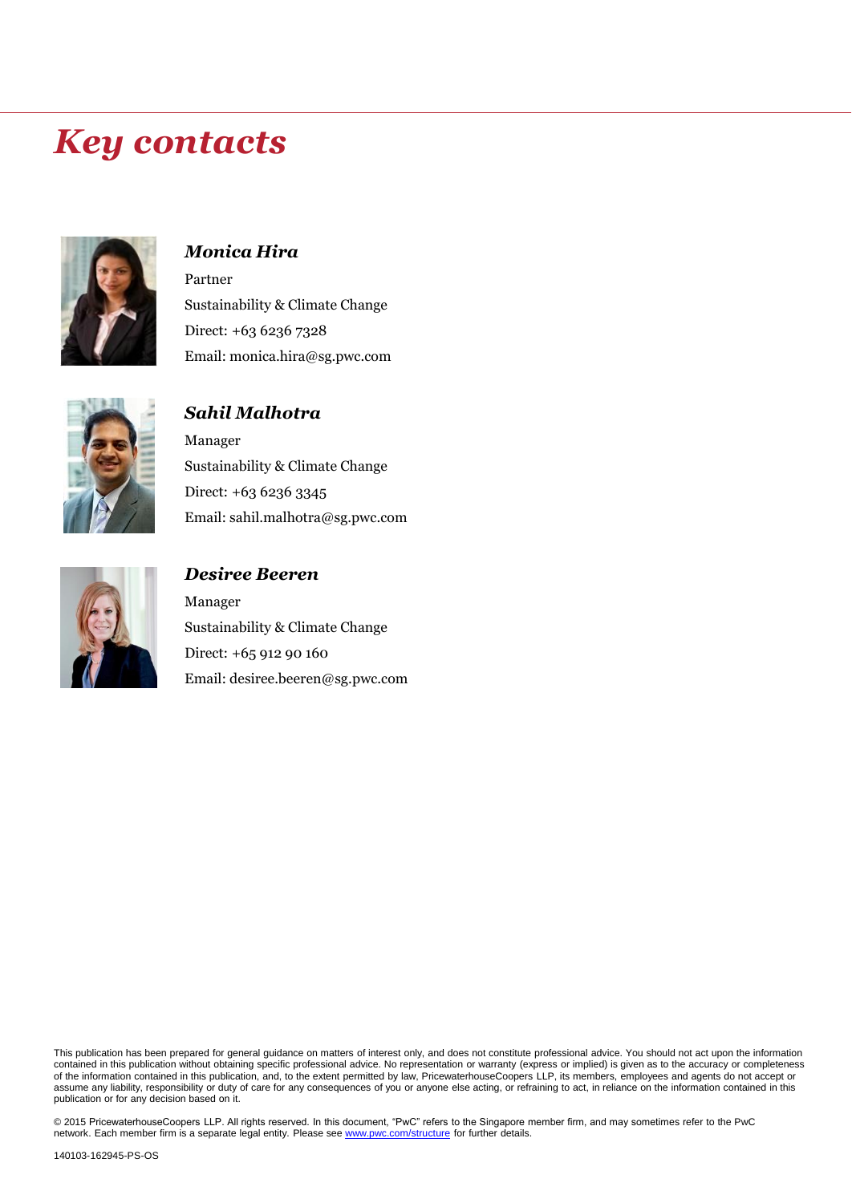# Key contacts

### *Monica Hira*

Partner

Sustainability & Climate Change

Direct: +63 6236 7328

Email: monica.hira@sg.pwc.com

### *Sahil Malhotra*

Manager

Sustainability & Climate Change

Direct: +63 6236 3345

Email: sahil.malhotra@sg.pwc.com

### *Desiree Beeren*

Manager

Sustainability & Climate Change

Direct: +65 912 90 160

Email: desiree.beeren@sg.pwc.com

This publication has been prepared for general guidance on matters of interest only, and does not constitute professional advice. You should not act upon the information contained in this publication without obtaining specific professional advice. No representation or warranty (express or implied) is given as to the accuracy or completeness of the information contained in this publication, and, to the extent permitted by law, PricewaterhouseCoopers LLP, its members, employees and agents do not accept or assume any liability, responsibility or duty of care for any consequences of you or anyone else acting, or refraining to act, in reliance on the information contained in this publication or for any decision based on it.

© 2015 PricewaterhouseCoopers LLP. All rights reserved. In this document, "PwC" refers to the Singapore member firm, and may sometimes refer to the PwC network. Each member firm is a separate legal entity. Please see www.pwc.com/structure for further details.

140103-162945-PS-OS